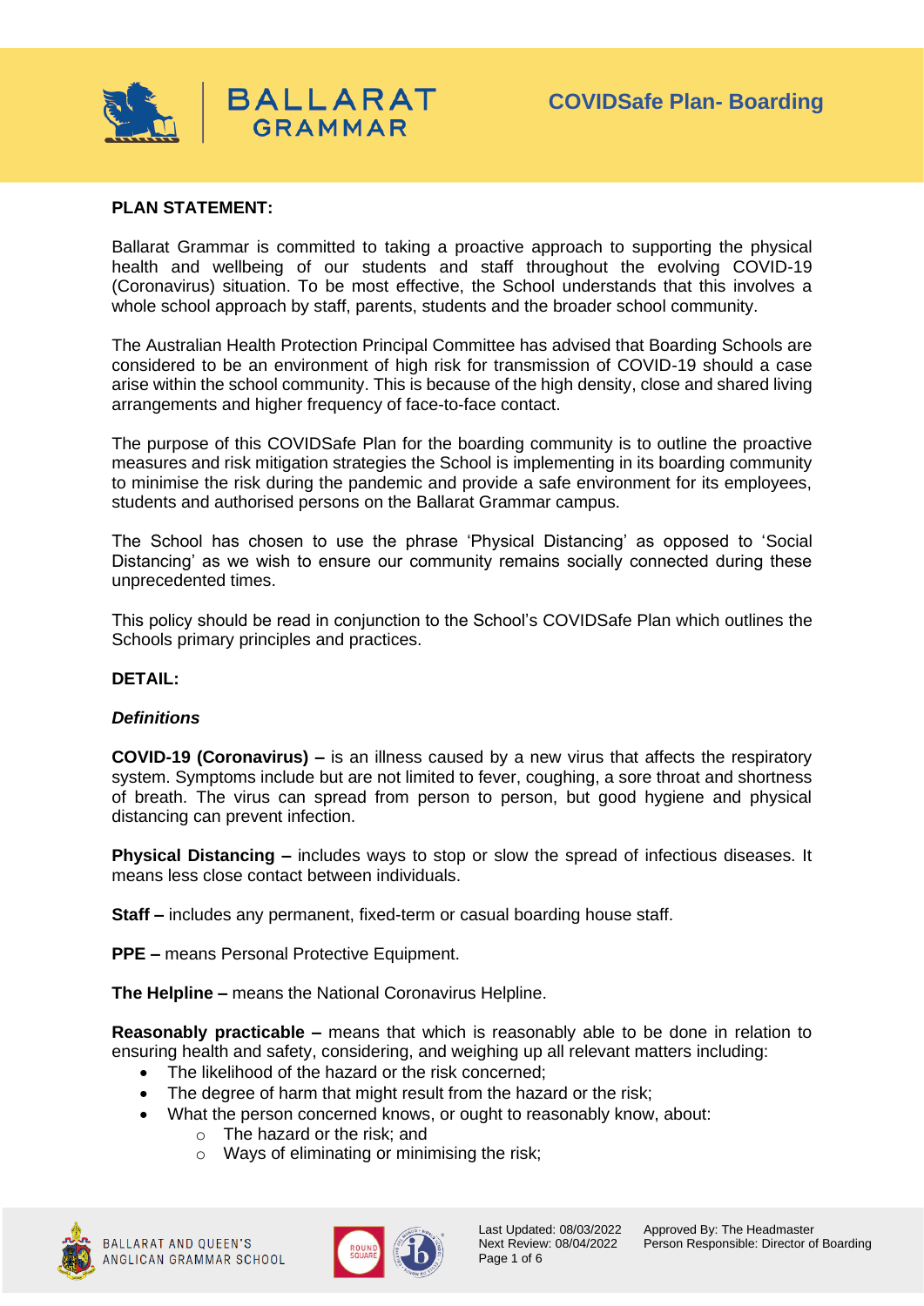# COVIDSafe Plan- Boarding

**PLAN STATEMENT:**

Ballarat Grammar is committed to taking a proactive approach to supporting the physical health and wellbeing of our students and staff throughout the evolving COVID-19 (Coronavirus) situation. To be most effective, the School understands that this involves a whole school approach by staff, parents, students and the broader school community.

The Australian Health Protection Principal Committee has advised that Boarding Schools are considered to be an environment of high risk for transmission of COVID-19 should a case arise within the school community. This is because of the high density, close and shared living arrangements and higher frequency of face-to-face contact.

The purpose of this COVIDSafe Plan for the boarding community is to outline the proactive measures and risk mitigation strategies the School is implementing in its boarding community to minimise the risk during the pandemic and provide a safe environment for its employees, students and authorised persons on the Ballarat Grammar campus.

The School has chosen to use the phrase 'Physical Distancing' as opposed to 'Social Distancing' as we wish to ensure our community remains socially connected during these unprecedented times.

This policy should be read in conjunction to the School's COVIDSafe Plan which outlines the Schools primary principles and practices.

**DETAIL:**

***Definitions***

**COVID-19 (Coronavirus) –** is an illness caused by a new virus that affects the respiratory system. Symptoms include but are not limited to fever, coughing, a sore throat and shortness of breath. The virus can spread from person to person, but good hygiene and physical distancing can prevent infection.

**Physical Distancing –** includes ways to stop or slow the spread of infectious diseases. It means less close contact between individuals.

**Staff –** includes any permanent, fixed-term or casual boarding house staff.

**PPE –** means Personal Protective Equipment.

**The Helpline –** means the National Coronavirus Helpline.

**Reasonably practicable –** means that which is reasonably able to be done in relation to ensuring health and safety, considering, and weighing up all relevant matters including:

- The likelihood of the hazard or the risk concerned;
- The degree of harm that might result from the hazard or the risk;
- What the person concerned knows, or ought to reasonably know, about:
  - The hazard or the risk; and
  - Ways of eliminating or minimising the risk;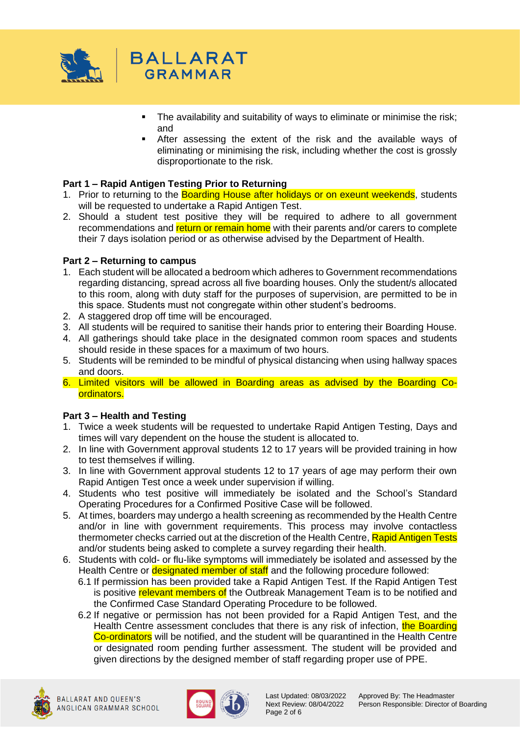- The availability and suitability of ways to eliminate or minimise the risk; and
- After assessing the extent of the risk and the available ways of eliminating or minimising the risk, including whether the cost is grossly disproportionate to the risk.

**Part 1 – Rapid Antigen Testing Prior to Returning**

1. Prior to returning to the Boarding House after holidays or on exeunt weekends, students will be requested to undertake a Rapid Antigen Test.
2. Should a student test positive they will be required to adhere to all government recommendations and return or remain home with their parents and/or carers to complete their 7 days isolation period or as otherwise advised by the Department of Health.

**Part 2 – Returning to campus**

1. Each student will be allocated a bedroom which adheres to Government recommendations regarding distancing, spread across all five boarding houses. Only the student/s allocated to this room, along with duty staff for the purposes of supervision, are permitted to be in this space. Students must not congregate within other student's bedrooms.
2. A staggered drop off time will be encouraged.
3. All students will be required to sanitise their hands prior to entering their Boarding House.
4. All gatherings should take place in the designated common room spaces and students should reside in these spaces for a maximum of two hours.
5. Students will be reminded to be mindful of physical distancing when using hallway spaces and doors.
6. Limited visitors will be allowed in Boarding areas as advised by the Boarding Co-ordinators.

**Part 3 – Health and Testing**

1. Twice a week students will be requested to undertake Rapid Antigen Testing, Days and times will vary dependent on the house the student is allocated to.
2. In line with Government approval students 12 to 17 years will be provided training in how to test themselves if willing.
3. In line with Government approval students 12 to 17 years of age may perform their own Rapid Antigen Test once a week under supervision if willing.
4. Students who test positive will immediately be isolated and the School's Standard Operating Procedures for a Confirmed Positive Case will be followed.
5. At times, boarders may undergo a health screening as recommended by the Health Centre and/or in line with government requirements. This process may involve contactless thermometer checks carried out at the discretion of the Health Centre, Rapid Antigen Tests and/or students being asked to complete a survey regarding their health.
6. Students with cold- or flu-like symptoms will immediately be isolated and assessed by the Health Centre or designated member of staff and the following procedure followed:
   - 6.1 If permission has been provided take a Rapid Antigen Test. If the Rapid Antigen Test is positive relevant members of the Outbreak Management Team is to be notified and the Confirmed Case Standard Operating Procedure to be followed.
   - 6.2 If negative or permission has not been provided for a Rapid Antigen Test, and the Health Centre assessment concludes that there is any risk of infection, the Boarding Co-ordinators will be notified, and the student will be quarantined in the Health Centre or designated room pending further assessment. The student will be provided and given directions by the designed member of staff regarding proper use of PPE.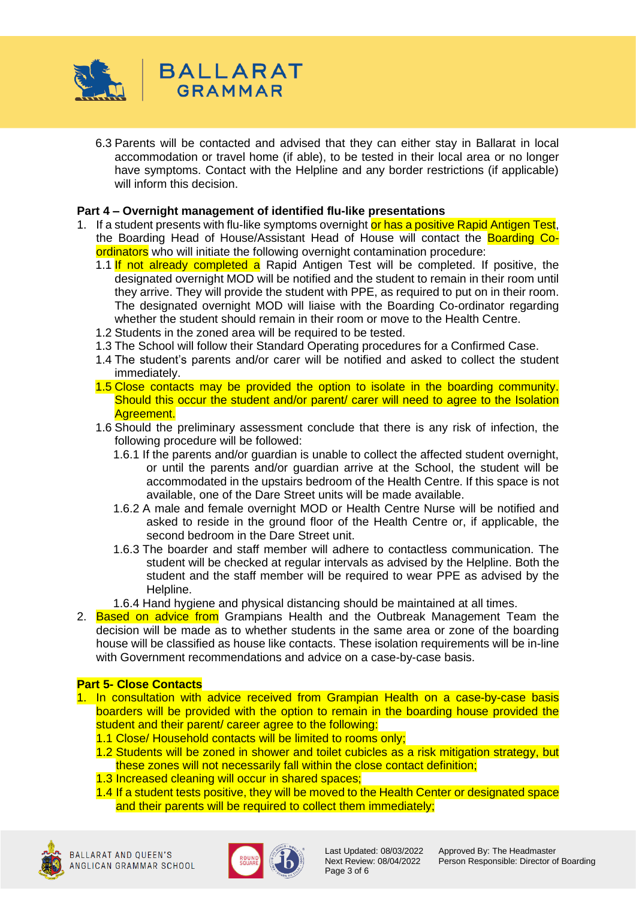6.3 Parents will be contacted and advised that they can either stay in Ballarat in local accommodation or travel home (if able), to be tested in their local area or no longer have symptoms. Contact with the Helpline and any border restrictions (if applicable) will inform this decision.

**Part 4 – Overnight management of identified flu-like presentations**

1. If a student presents with flu-like symptoms overnight or has a positive Rapid Antigen Test, the Boarding Head of House/Assistant Head of House will contact the Boarding Co-ordinators who will initiate the following overnight contamination procedure:
   - 1.1 If not already completed a Rapid Antigen Test will be completed. If positive, the designated overnight MOD will be notified and the student to remain in their room until they arrive. They will provide the student with PPE, as required to put on in their room. The designated overnight MOD will liaise with the Boarding Co-ordinator regarding whether the student should remain in their room or move to the Health Centre.
   - 1.2 Students in the zoned area will be required to be tested.
   - 1.3 The School will follow their Standard Operating procedures for a Confirmed Case.
   - 1.4 The student's parents and/or carer will be notified and asked to collect the student immediately.
   - 1.5 Close contacts may be provided the option to isolate in the boarding community. Should this occur the student and/or parent/ carer will need to agree to the Isolation Agreement.
   - 1.6 Should the preliminary assessment conclude that there is any risk of infection, the following procedure will be followed:
     - 1.6.1 If the parents and/or guardian is unable to collect the affected student overnight, or until the parents and/or guardian arrive at the School, the student will be accommodated in the upstairs bedroom of the Health Centre. If this space is not available, one of the Dare Street units will be made available.
     - 1.6.2 A male and female overnight MOD or Health Centre Nurse will be notified and asked to reside in the ground floor of the Health Centre or, if applicable, the second bedroom in the Dare Street unit.
     - 1.6.3 The boarder and staff member will adhere to contactless communication. The student will be checked at regular intervals as advised by the Helpline. Both the student and the staff member will be required to wear PPE as advised by the Helpline.
     - 1.6.4 Hand hygiene and physical distancing should be maintained at all times.
2. Based on advice from Grampians Health and the Outbreak Management Team the decision will be made as to whether students in the same area or zone of the boarding house will be classified as house like contacts. These isolation requirements will be in-line with Government recommendations and advice on a case-by-case basis.

**Part 5- Close Contacts**

1. In consultation with advice received from Grampian Health on a case-by-case basis boarders will be provided with the option to remain in the boarding house provided the student and their parent/ career agree to the following:
   - 1.1 Close/ Household contacts will be limited to rooms only;
   - 1.2 Students will be zoned in shower and toilet cubicles as a risk mitigation strategy, but these zones will not necessarily fall within the close contact definition;
   - 1.3 Increased cleaning will occur in shared spaces;
   - 1.4 If a student tests positive, they will be moved to the Health Center or designated space and their parents will be required to collect them immediately;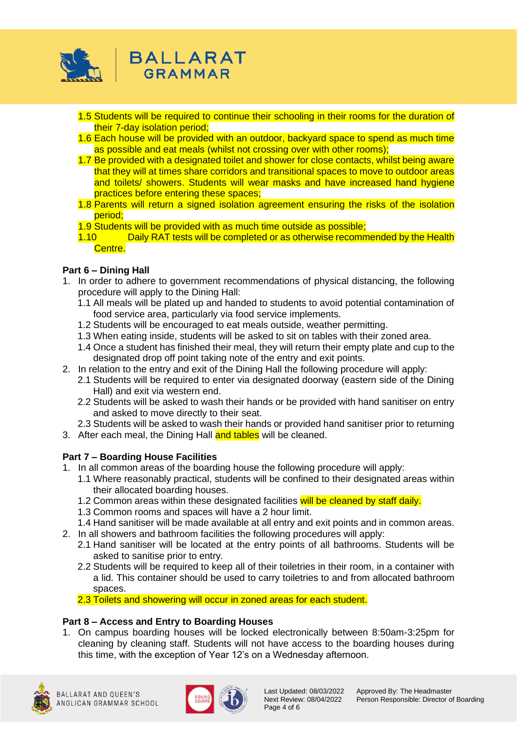1.5 Students will be required to continue their schooling in their rooms for the duration of their 7-day isolation period;

1.6 Each house will be provided with an outdoor, backyard space to spend as much time as possible and eat meals (whilst not crossing over with other rooms);

1.7 Be provided with a designated toilet and shower for close contacts, whilst being aware that they will at times share corridors and transitional spaces to move to outdoor areas and toilets/ showers. Students will wear masks and have increased hand hygiene practices before entering these spaces;

1.8 Parents will return a signed isolation agreement ensuring the risks of the isolation period;

1.9 Students will be provided with as much time outside as possible;

1.10 Daily RAT tests will be completed or as otherwise recommended by the Health Centre.

**Part 6 – Dining Hall**

1. In order to adhere to government recommendations of physical distancing, the following procedure will apply to the Dining Hall:
   - 1.1 All meals will be plated up and handed to students to avoid potential contamination of food service area, particularly via food service implements.
   - 1.2 Students will be encouraged to eat meals outside, weather permitting.
   - 1.3 When eating inside, students will be asked to sit on tables with their zoned area.
   - 1.4 Once a student has finished their meal, they will return their empty plate and cup to the designated drop off point taking note of the entry and exit points.
2. In relation to the entry and exit of the Dining Hall the following procedure will apply:
   - 2.1 Students will be required to enter via designated doorway (eastern side of the Dining Hall) and exit via western end.
   - 2.2 Students will be asked to wash their hands or be provided with hand sanitiser on entry and asked to move directly to their seat.
   - 2.3 Students will be asked to wash their hands or provided hand sanitiser prior to returning
3. After each meal, the Dining Hall and tables will be cleaned.

**Part 7 – Boarding House Facilities**

1. In all common areas of the boarding house the following procedure will apply:
   - 1.1 Where reasonably practical, students will be confined to their designated areas within their allocated boarding houses.
   - 1.2 Common areas within these designated facilities will be cleaned by staff daily.
   - 1.3 Common rooms and spaces will have a 2 hour limit.
   - 1.4 Hand sanitiser will be made available at all entry and exit points and in common areas.
2. In all showers and bathroom facilities the following procedures will apply:
   - 2.1 Hand sanitiser will be located at the entry points of all bathrooms. Students will be asked to sanitise prior to entry.
   - 2.2 Students will be required to keep all of their toiletries in their room, in a container with a lid. This container should be used to carry toiletries to and from allocated bathroom spaces.
   - 2.3 Toilets and showering will occur in zoned areas for each student.

**Part 8 – Access and Entry to Boarding Houses**

1. On campus boarding houses will be locked electronically between 8:50am-3:25pm for cleaning by cleaning staff. Students will not have access to the boarding houses during this time, with the exception of Year 12's on a Wednesday afternoon.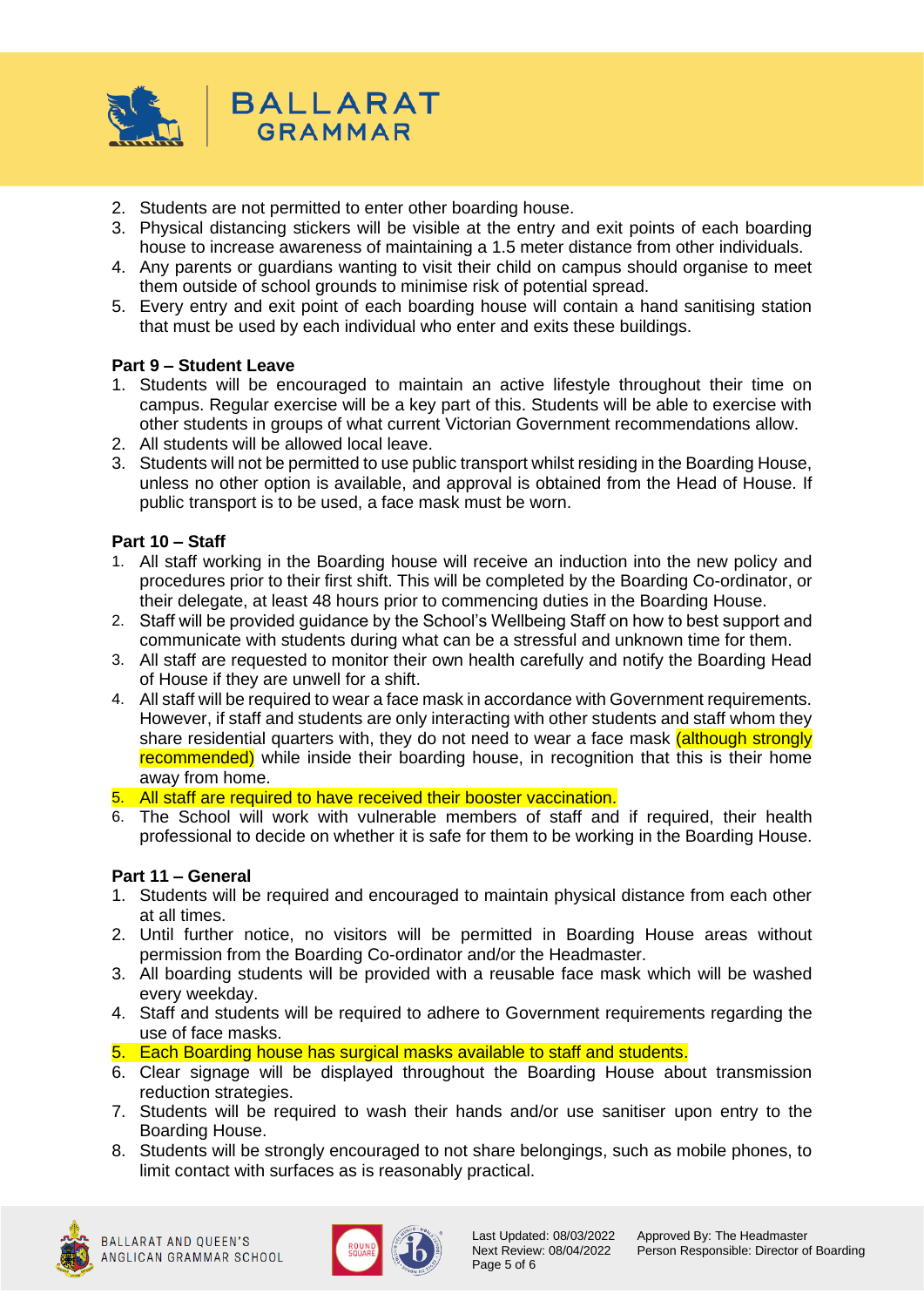2. Students are not permitted to enter other boarding house.
3. Physical distancing stickers will be visible at the entry and exit points of each boarding house to increase awareness of maintaining a 1.5 meter distance from other individuals.
4. Any parents or guardians wanting to visit their child on campus should organise to meet them outside of school grounds to minimise risk of potential spread.
5. Every entry and exit point of each boarding house will contain a hand sanitising station that must be used by each individual who enter and exits these buildings.

**Part 9 – Student Leave**

1. Students will be encouraged to maintain an active lifestyle throughout their time on campus. Regular exercise will be a key part of this. Students will be able to exercise with other students in groups of what current Victorian Government recommendations allow.
2. All students will be allowed local leave.
3. Students will not be permitted to use public transport whilst residing in the Boarding House, unless no other option is available, and approval is obtained from the Head of House. If public transport is to be used, a face mask must be worn.

**Part 10 – Staff**

1. All staff working in the Boarding house will receive an induction into the new policy and procedures prior to their first shift. This will be completed by the Boarding Co-ordinator, or their delegate, at least 48 hours prior to commencing duties in the Boarding House.
2. Staff will be provided guidance by the School's Wellbeing Staff on how to best support and communicate with students during what can be a stressful and unknown time for them.
3. All staff are requested to monitor their own health carefully and notify the Boarding Head of House if they are unwell for a shift.
4. All staff will be required to wear a face mask in accordance with Government requirements. However, if staff and students are only interacting with other students and staff whom they share residential quarters with, they do not need to wear a face mask (although strongly recommended) while inside their boarding house, in recognition that this is their home away from home.
5. All staff are required to have received their booster vaccination.
6. The School will work with vulnerable members of staff and if required, their health professional to decide on whether it is safe for them to be working in the Boarding House.

**Part 11 – General**

1. Students will be required and encouraged to maintain physical distance from each other at all times.
2. Until further notice, no visitors will be permitted in Boarding House areas without permission from the Boarding Co-ordinator and/or the Headmaster.
3. All boarding students will be provided with a reusable face mask which will be washed every weekday.
4. Staff and students will be required to adhere to Government requirements regarding the use of face masks.
5. Each Boarding house has surgical masks available to staff and students.
6. Clear signage will be displayed throughout the Boarding House about transmission reduction strategies.
7. Students will be required to wash their hands and/or use sanitiser upon entry to the Boarding House.
8. Students will be strongly encouraged to not share belongings, such as mobile phones, to limit contact with surfaces as is reasonably practical.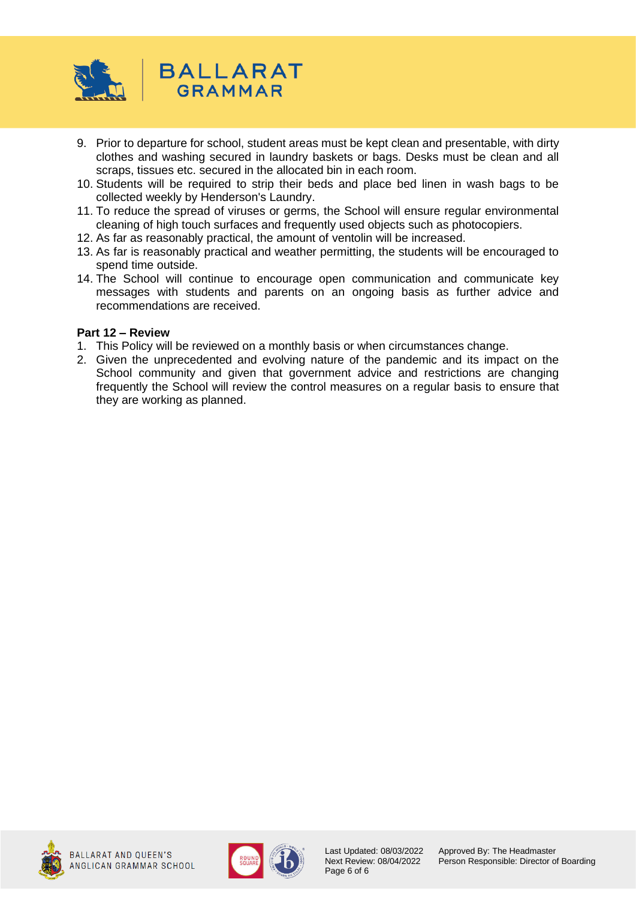9. Prior to departure for school, student areas must be kept clean and presentable, with dirty clothes and washing secured in laundry baskets or bags. Desks must be clean and all scraps, tissues etc. secured in the allocated bin in each room.
10. Students will be required to strip their beds and place bed linen in wash bags to be collected weekly by Henderson's Laundry.
11. To reduce the spread of viruses or germs, the School will ensure regular environmental cleaning of high touch surfaces and frequently used objects such as photocopiers.
12. As far as reasonably practical, the amount of ventolin will be increased.
13. As far is reasonably practical and weather permitting, the students will be encouraged to spend time outside.
14. The School will continue to encourage open communication and communicate key messages with students and parents on an ongoing basis as further advice and recommendations are received.

**Part 12 – Review**

1. This Policy will be reviewed on a monthly basis or when circumstances change.
2. Given the unprecedented and evolving nature of the pandemic and its impact on the School community and given that government advice and restrictions are changing frequently the School will review the control measures on a regular basis to ensure that they are working as planned.